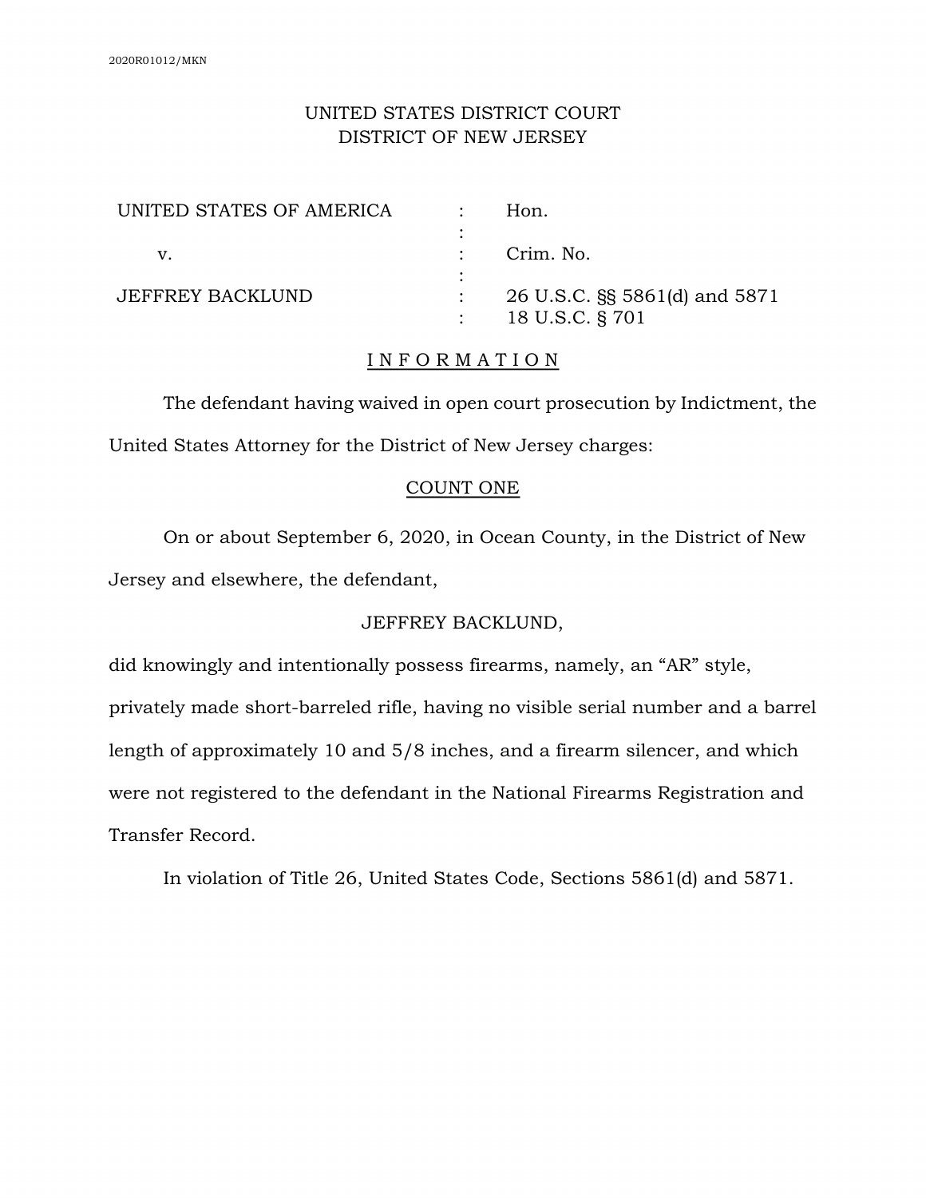2020R01012/MKN

UNITED STATES DISTRICT COURT
DISTRICT OF NEW JERSEY

| | | |
|---|---|---|
| UNITED STATES OF AMERICA | : | Hon. |
| | : | |
| v. | : | Crim. No. |
| | : | |
| JEFFREY BACKLUND | : | 26 U.S.C. §§ 5861(d) and 5871 |
| | : | 18 U.S.C. § 701 |

# I N F O R M A T I O N

The defendant having waived in open court prosecution by Indictment, the United States Attorney for the District of New Jersey charges:

## COUNT ONE

On or about September 6, 2020, in Ocean County, in the District of New Jersey and elsewhere, the defendant,

JEFFREY BACKLUND,

did knowingly and intentionally possess firearms, namely, an "AR" style, privately made short-barreled rifle, having no visible serial number and a barrel length of approximately 10 and 5/8 inches, and a firearm silencer, and which were not registered to the defendant in the National Firearms Registration and Transfer Record.

In violation of Title 26, United States Code, Sections 5861(d) and 5871.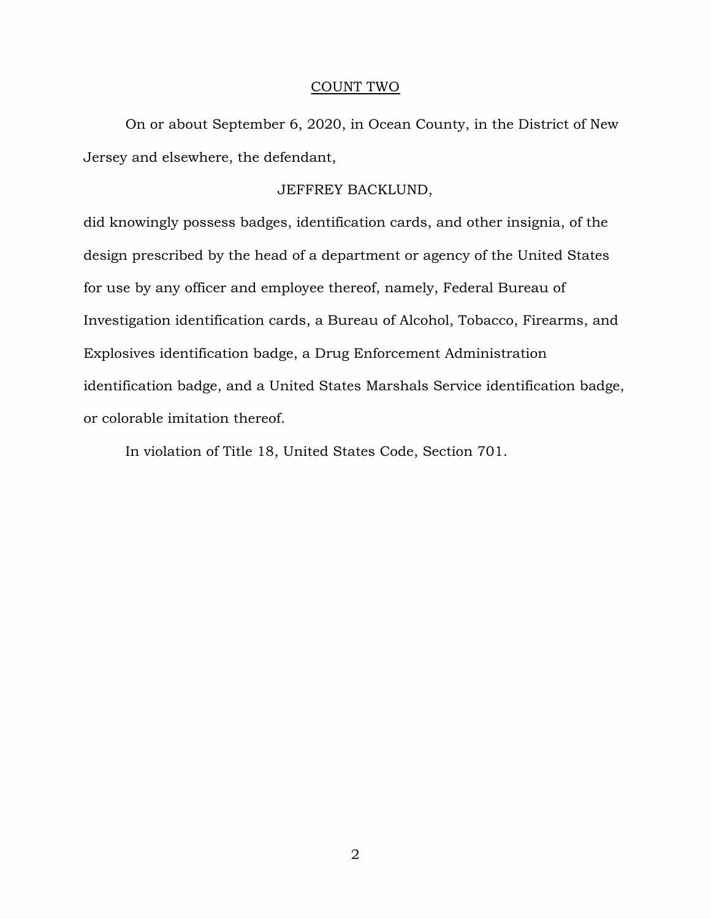## COUNT TWO

On or about September 6, 2020, in Ocean County, in the District of New Jersey and elsewhere, the defendant,

JEFFREY BACKLUND,

did knowingly possess badges, identification cards, and other insignia, of the design prescribed by the head of a department or agency of the United States for use by any officer and employee thereof, namely, Federal Bureau of Investigation identification cards, a Bureau of Alcohol, Tobacco, Firearms, and Explosives identification badge, a Drug Enforcement Administration identification badge, and a United States Marshals Service identification badge, or colorable imitation thereof.

In violation of Title 18, United States Code, Section 701.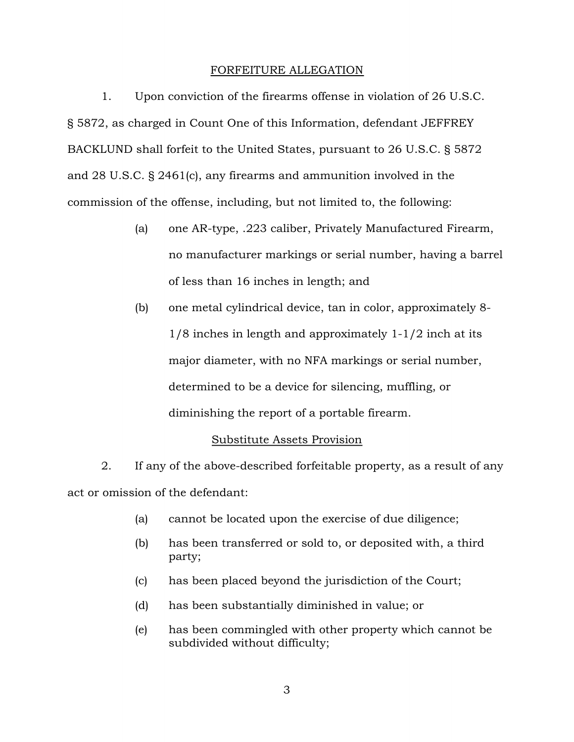## FORFEITURE ALLEGATION

1. Upon conviction of the firearms offense in violation of 26 U.S.C. § 5872, as charged in Count One of this Information, defendant JEFFREY BACKLUND shall forfeit to the United States, pursuant to 26 U.S.C. § 5872 and 28 U.S.C. § 2461(c), any firearms and ammunition involved in the commission of the offense, including, but not limited to, the following:

   (a) one AR-type, .223 caliber, Privately Manufactured Firearm, no manufacturer markings or serial number, having a barrel of less than 16 inches in length; and

   (b) one metal cylindrical device, tan in color, approximately 8-1/8 inches in length and approximately 1-1/2 inch at its major diameter, with no NFA markings or serial number, determined to be a device for silencing, muffling, or diminishing the report of a portable firearm.

## Substitute Assets Provision

2. If any of the above-described forfeitable property, as a result of any act or omission of the defendant:

   (a) cannot be located upon the exercise of due diligence;

   (b) has been transferred or sold to, or deposited with, a third party;

   (c) has been placed beyond the jurisdiction of the Court;

   (d) has been substantially diminished in value; or

   (e) has been commingled with other property which cannot be subdivided without difficulty;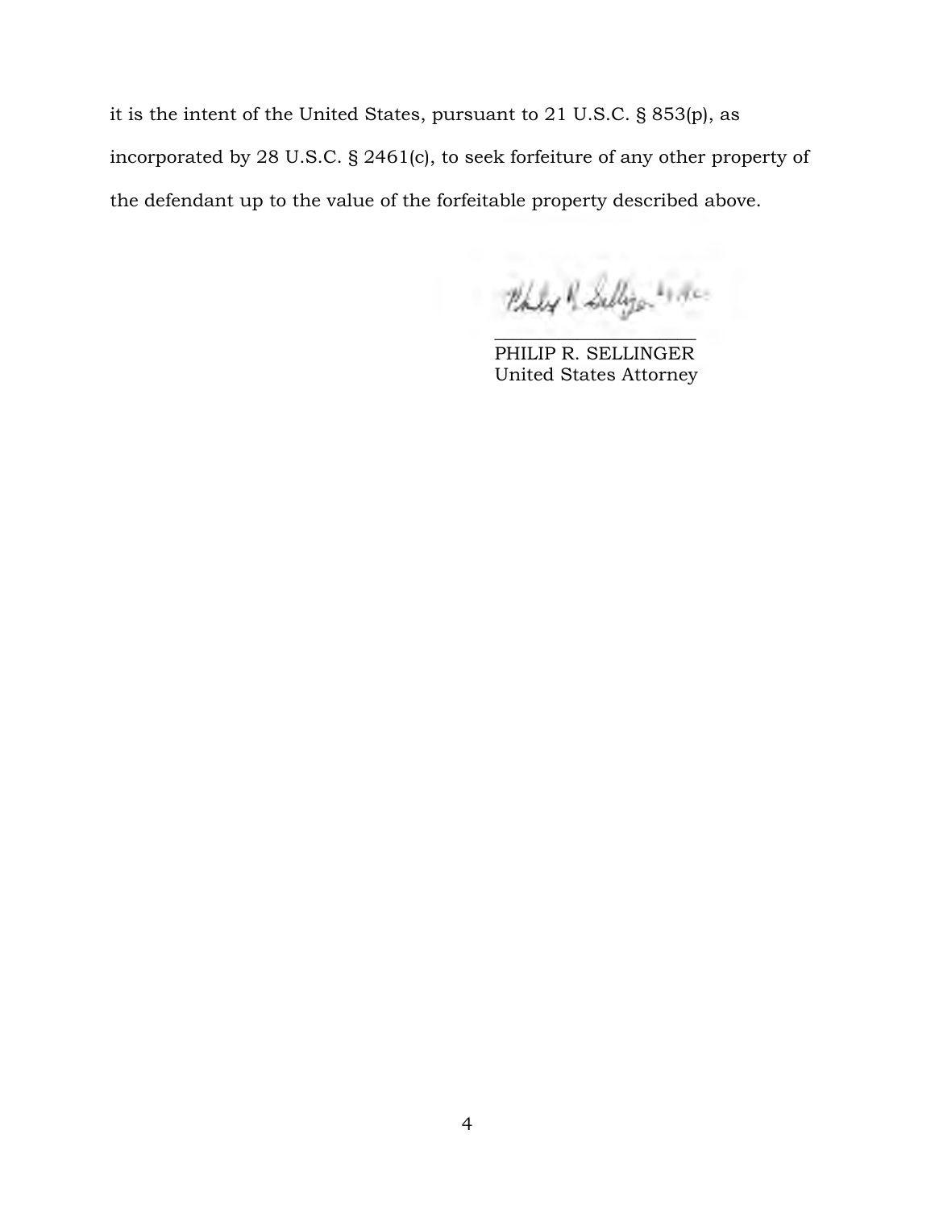it is the intent of the United States, pursuant to 21 U.S.C. § 853(p), as incorporated by 28 U.S.C. § 2461(c), to seek forfeiture of any other property of the defendant up to the value of the forfeitable property described above.

PHILIP R. SELLINGER
United States Attorney